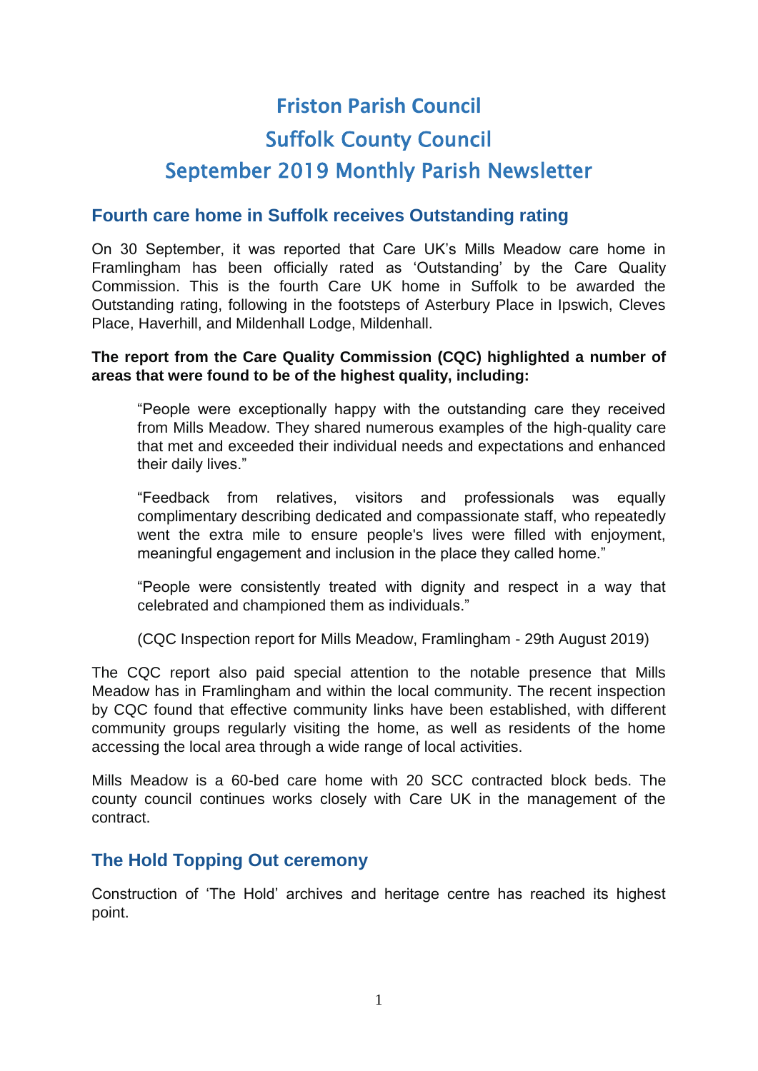# Friston Parish Council

# Suffolk County Council

# September 2019 Monthly Parish Newsletter

## Fourth care home in Suffolk receives Outstanding rating

On 30 September, it was reported that Care UK's Mills Meadow care home in Framlingham has been officially rated as 'Outstanding' by the Care Quality Commission. This is the fourth Care UK home in Suffolk to be awarded the Outstanding rating, following in the footsteps of Asterbury Place in Ipswich, Cleves Place, Haverhill, and Mildenhall Lodge, Mildenhall.

**The report from the Care Quality Commission (CQC) highlighted a number of areas that were found to be of the highest quality, including:**

> "People were exceptionally happy with the outstanding care they received from Mills Meadow. They shared numerous examples of the high-quality care that met and exceeded their individual needs and expectations and enhanced their daily lives."
>
> "Feedback from relatives, visitors and professionals was equally complimentary describing dedicated and compassionate staff, who repeatedly went the extra mile to ensure people's lives were filled with enjoyment, meaningful engagement and inclusion in the place they called home."
>
> "People were consistently treated with dignity and respect in a way that celebrated and championed them as individuals."
>
> (CQC Inspection report for Mills Meadow, Framlingham - 29th August 2019)

The CQC report also paid special attention to the notable presence that Mills Meadow has in Framlingham and within the local community. The recent inspection by CQC found that effective community links have been established, with different community groups regularly visiting the home, as well as residents of the home accessing the local area through a wide range of local activities.

Mills Meadow is a 60-bed care home with 20 SCC contracted block beds. The county council continues works closely with Care UK in the management of the contract.

## The Hold Topping Out ceremony

Construction of 'The Hold' archives and heritage centre has reached its highest point.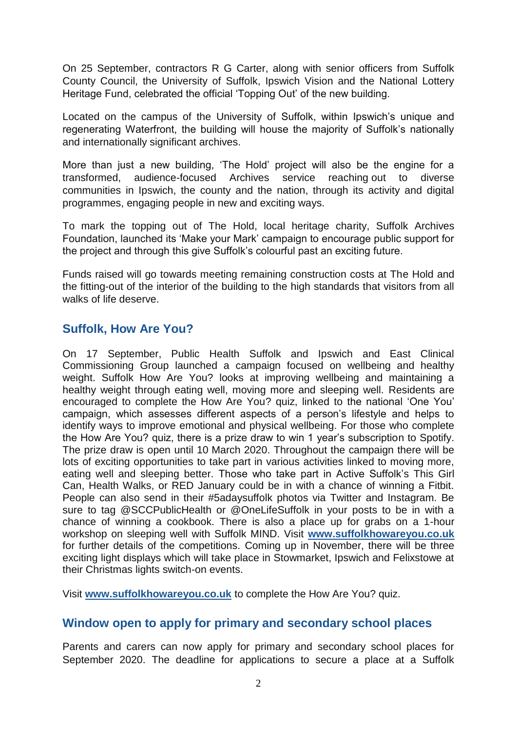On 25 September, contractors R G Carter, along with senior officers from Suffolk County Council, the University of Suffolk, Ipswich Vision and the National Lottery Heritage Fund, celebrated the official 'Topping Out' of the new building.

Located on the campus of the University of Suffolk, within Ipswich's unique and regenerating Waterfront, the building will house the majority of Suffolk's nationally and internationally significant archives.

More than just a new building, 'The Hold' project will also be the engine for a transformed, audience-focused Archives service reaching out to diverse communities in Ipswich, the county and the nation, through its activity and digital programmes, engaging people in new and exciting ways.

To mark the topping out of The Hold, local heritage charity, Suffolk Archives Foundation, launched its 'Make your Mark' campaign to encourage public support for the project and through this give Suffolk's colourful past an exciting future.

Funds raised will go towards meeting remaining construction costs at The Hold and the fitting-out of the interior of the building to the high standards that visitors from all walks of life deserve.

## Suffolk, How Are You?

On 17 September, Public Health Suffolk and Ipswich and East Clinical Commissioning Group launched a campaign focused on wellbeing and healthy weight. Suffolk How Are You? looks at improving wellbeing and maintaining a healthy weight through eating well, moving more and sleeping well. Residents are encouraged to complete the How Are You? quiz, linked to the national 'One You' campaign, which assesses different aspects of a person's lifestyle and helps to identify ways to improve emotional and physical wellbeing. For those who complete the How Are You? quiz, there is a prize draw to win 1 year's subscription to Spotify. The prize draw is open until 10 March 2020. Throughout the campaign there will be lots of exciting opportunities to take part in various activities linked to moving more, eating well and sleeping better. Those who take part in Active Suffolk's This Girl Can, Health Walks, or RED January could be in with a chance of winning a Fitbit. People can also send in their #5adaysuffolk photos via Twitter and Instagram. Be sure to tag @SCCPublicHealth or @OneLifeSuffolk in your posts to be in with a chance of winning a cookbook. There is also a place up for grabs on a 1-hour workshop on sleeping well with Suffolk MIND. Visit **www.suffolkhowareyou.co.uk** for further details of the competitions. Coming up in November, there will be three exciting light displays which will take place in Stowmarket, Ipswich and Felixstowe at their Christmas lights switch-on events.

Visit **www.suffolkhowareyou.co.uk** to complete the How Are You? quiz.

## Window open to apply for primary and secondary school places

Parents and carers can now apply for primary and secondary school places for September 2020. The deadline for applications to secure a place at a Suffolk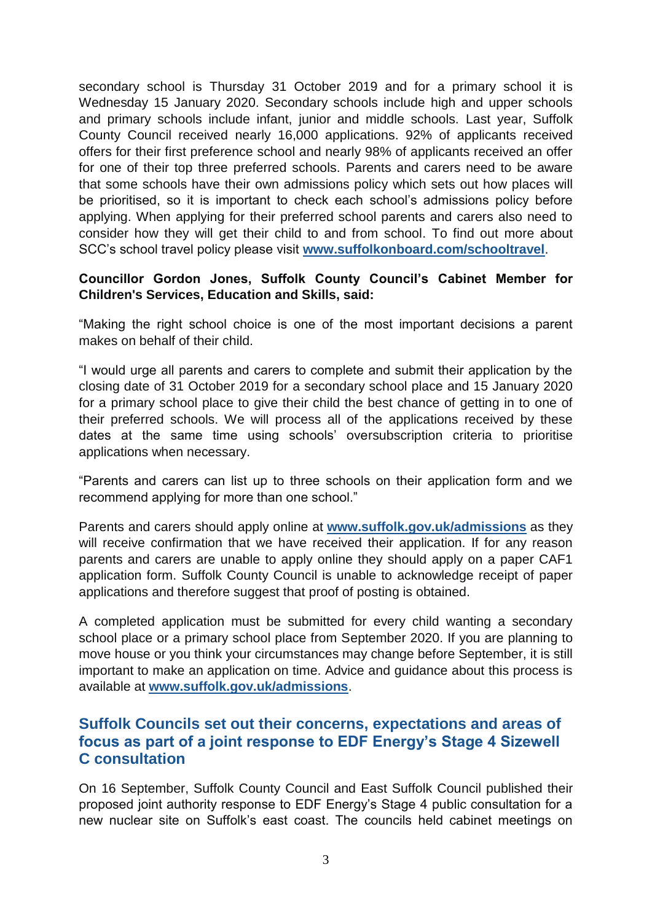secondary school is Thursday 31 October 2019 and for a primary school it is Wednesday 15 January 2020. Secondary schools include high and upper schools and primary schools include infant, junior and middle schools. Last year, Suffolk County Council received nearly 16,000 applications. 92% of applicants received offers for their first preference school and nearly 98% of applicants received an offer for one of their top three preferred schools. Parents and carers need to be aware that some schools have their own admissions policy which sets out how places will be prioritised, so it is important to check each school's admissions policy before applying. When applying for their preferred school parents and carers also need to consider how they will get their child to and from school. To find out more about SCC's school travel policy please visit **www.suffolkonboard.com/schooltravel**.

**Councillor Gordon Jones, Suffolk County Council's Cabinet Member for Children's Services, Education and Skills, said:**

"Making the right school choice is one of the most important decisions a parent makes on behalf of their child.

"I would urge all parents and carers to complete and submit their application by the closing date of 31 October 2019 for a secondary school place and 15 January 2020 for a primary school place to give their child the best chance of getting in to one of their preferred schools. We will process all of the applications received by these dates at the same time using schools' oversubscription criteria to prioritise applications when necessary.

"Parents and carers can list up to three schools on their application form and we recommend applying for more than one school."

Parents and carers should apply online at **www.suffolk.gov.uk/admissions** as they will receive confirmation that we have received their application. If for any reason parents and carers are unable to apply online they should apply on a paper CAF1 application form. Suffolk County Council is unable to acknowledge receipt of paper applications and therefore suggest that proof of posting is obtained.

A completed application must be submitted for every child wanting a secondary school place or a primary school place from September 2020. If you are planning to move house or you think your circumstances may change before September, it is still important to make an application on time. Advice and guidance about this process is available at **www.suffolk.gov.uk/admissions**.

## Suffolk Councils set out their concerns, expectations and areas of focus as part of a joint response to EDF Energy's Stage 4 Sizewell C consultation

On 16 September, Suffolk County Council and East Suffolk Council published their proposed joint authority response to EDF Energy's Stage 4 public consultation for a new nuclear site on Suffolk's east coast. The councils held cabinet meetings on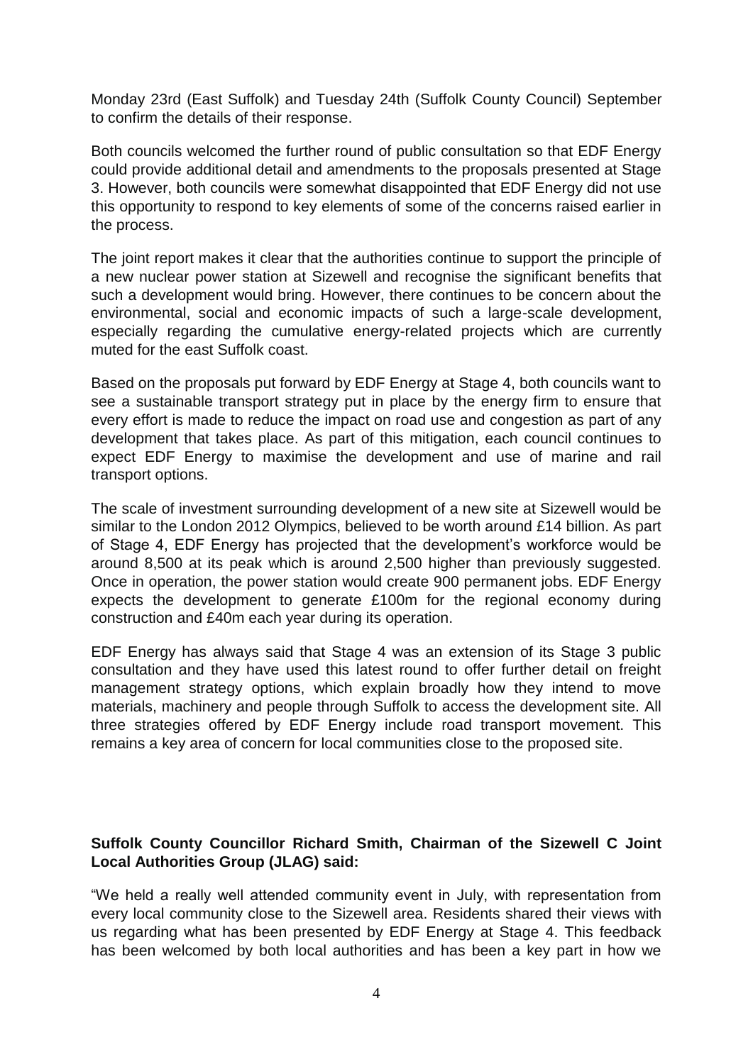Monday 23rd (East Suffolk) and Tuesday 24th (Suffolk County Council) September to confirm the details of their response.

Both councils welcomed the further round of public consultation so that EDF Energy could provide additional detail and amendments to the proposals presented at Stage 3. However, both councils were somewhat disappointed that EDF Energy did not use this opportunity to respond to key elements of some of the concerns raised earlier in the process.

The joint report makes it clear that the authorities continue to support the principle of a new nuclear power station at Sizewell and recognise the significant benefits that such a development would bring. However, there continues to be concern about the environmental, social and economic impacts of such a large-scale development, especially regarding the cumulative energy-related projects which are currently muted for the east Suffolk coast.

Based on the proposals put forward by EDF Energy at Stage 4, both councils want to see a sustainable transport strategy put in place by the energy firm to ensure that every effort is made to reduce the impact on road use and congestion as part of any development that takes place. As part of this mitigation, each council continues to expect EDF Energy to maximise the development and use of marine and rail transport options.

The scale of investment surrounding development of a new site at Sizewell would be similar to the London 2012 Olympics, believed to be worth around £14 billion. As part of Stage 4, EDF Energy has projected that the development's workforce would be around 8,500 at its peak which is around 2,500 higher than previously suggested. Once in operation, the power station would create 900 permanent jobs. EDF Energy expects the development to generate £100m for the regional economy during construction and £40m each year during its operation.

EDF Energy has always said that Stage 4 was an extension of its Stage 3 public consultation and they have used this latest round to offer further detail on freight management strategy options, which explain broadly how they intend to move materials, machinery and people through Suffolk to access the development site. All three strategies offered by EDF Energy include road transport movement. This remains a key area of concern for local communities close to the proposed site.

**Suffolk County Councillor Richard Smith, Chairman of the Sizewell C Joint Local Authorities Group (JLAG) said:**

"We held a really well attended community event in July, with representation from every local community close to the Sizewell area. Residents shared their views with us regarding what has been presented by EDF Energy at Stage 4. This feedback has been welcomed by both local authorities and has been a key part in how we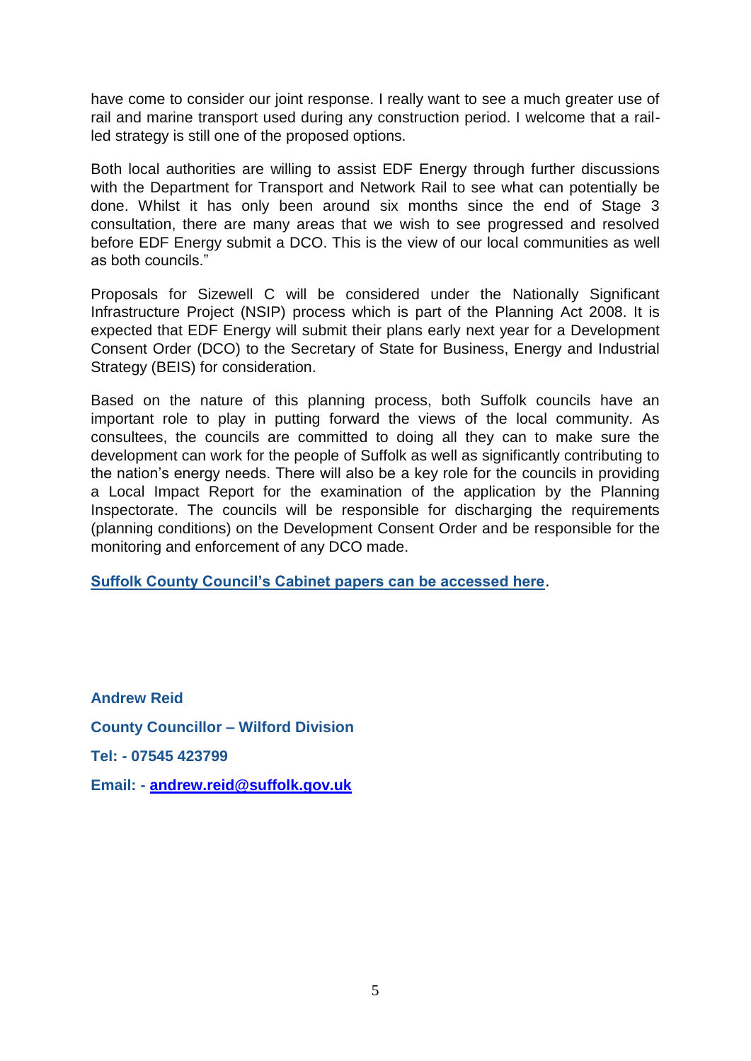have come to consider our joint response. I really want to see a much greater use of rail and marine transport used during any construction period. I welcome that a rail-led strategy is still one of the proposed options.

Both local authorities are willing to assist EDF Energy through further discussions with the Department for Transport and Network Rail to see what can potentially be done. Whilst it has only been around six months since the end of Stage 3 consultation, there are many areas that we wish to see progressed and resolved before EDF Energy submit a DCO. This is the view of our local communities as well as both councils."

Proposals for Sizewell C will be considered under the Nationally Significant Infrastructure Project (NSIP) process which is part of the Planning Act 2008. It is expected that EDF Energy will submit their plans early next year for a Development Consent Order (DCO) to the Secretary of State for Business, Energy and Industrial Strategy (BEIS) for consideration.

Based on the nature of this planning process, both Suffolk councils have an important role to play in putting forward the views of the local community. As consultees, the councils are committed to doing all they can to make sure the development can work for the people of Suffolk as well as significantly contributing to the nation's energy needs. There will also be a key role for the councils in providing a Local Impact Report for the examination of the application by the Planning Inspectorate. The councils will be responsible for discharging the requirements (planning conditions) on the Development Consent Order and be responsible for the monitoring and enforcement of any DCO made.

**Suffolk County Council's Cabinet papers can be accessed here.**

**Andrew Reid**

**County Councillor – Wilford Division**

**Tel: - 07545 423799**

**Email: - andrew.reid@suffolk.gov.uk**